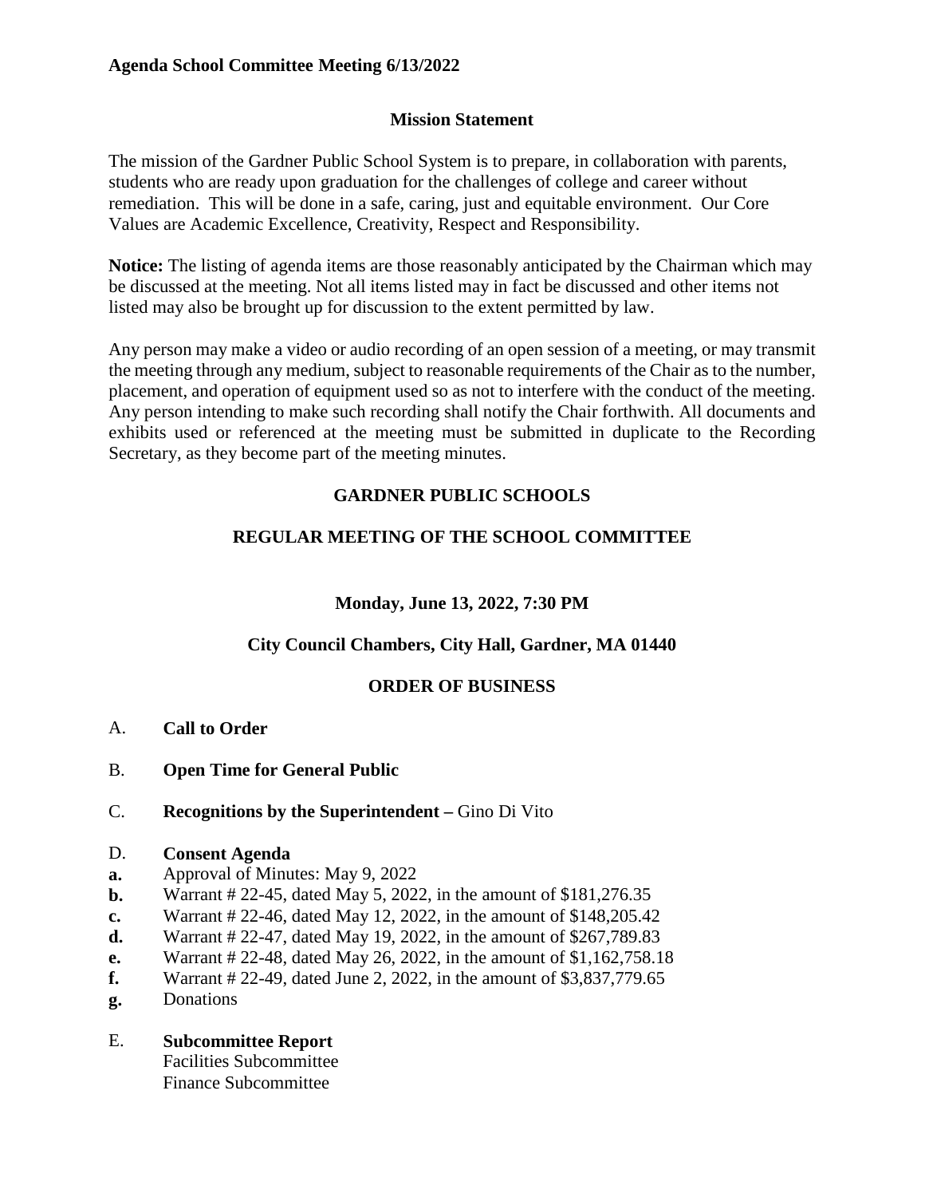**Agenda School Committee Meeting 6/13/2022**

## Mission Statement

The mission of the Gardner Public School System is to prepare, in collaboration with parents, students who are ready upon graduation for the challenges of college and career without remediation. This will be done in a safe, caring, just and equitable environment. Our Core Values are Academic Excellence, Creativity, Respect and Responsibility.

**Notice:** The listing of agenda items are those reasonably anticipated by the Chairman which may be discussed at the meeting. Not all items listed may in fact be discussed and other items not listed may also be brought up for discussion to the extent permitted by law.

Any person may make a video or audio recording of an open session of a meeting, or may transmit the meeting through any medium, subject to reasonable requirements of the Chair as to the number, placement, and operation of equipment used so as not to interfere with the conduct of the meeting. Any person intending to make such recording shall notify the Chair forthwith. All documents and exhibits used or referenced at the meeting must be submitted in duplicate to the Recording Secretary, as they become part of the meeting minutes.

## GARDNER PUBLIC SCHOOLS

## REGULAR MEETING OF THE SCHOOL COMMITTEE

**Monday, June 13, 2022, 7:30 PM**

**City Council Chambers, City Hall, Gardner, MA 01440**

## ORDER OF BUSINESS

A. **Call to Order**

B. **Open Time for General Public**

C. **Recognitions by the Superintendent –** Gino Di Vito

D. **Consent Agenda**

**a.** Approval of Minutes: May 9, 2022
**b.** Warrant # 22-45, dated May 5, 2022, in the amount of $181,276.35
**c.** Warrant # 22-46, dated May 12, 2022, in the amount of $148,205.42
**d.** Warrant # 22-47, dated May 19, 2022, in the amount of $267,789.83
**e.** Warrant # 22-48, dated May 26, 2022, in the amount of $1,162,758.18
**f.** Warrant # 22-49, dated June 2, 2022, in the amount of $3,837,779.65
**g.** Donations

E. **Subcommittee Report**
Facilities Subcommittee
Finance Subcommittee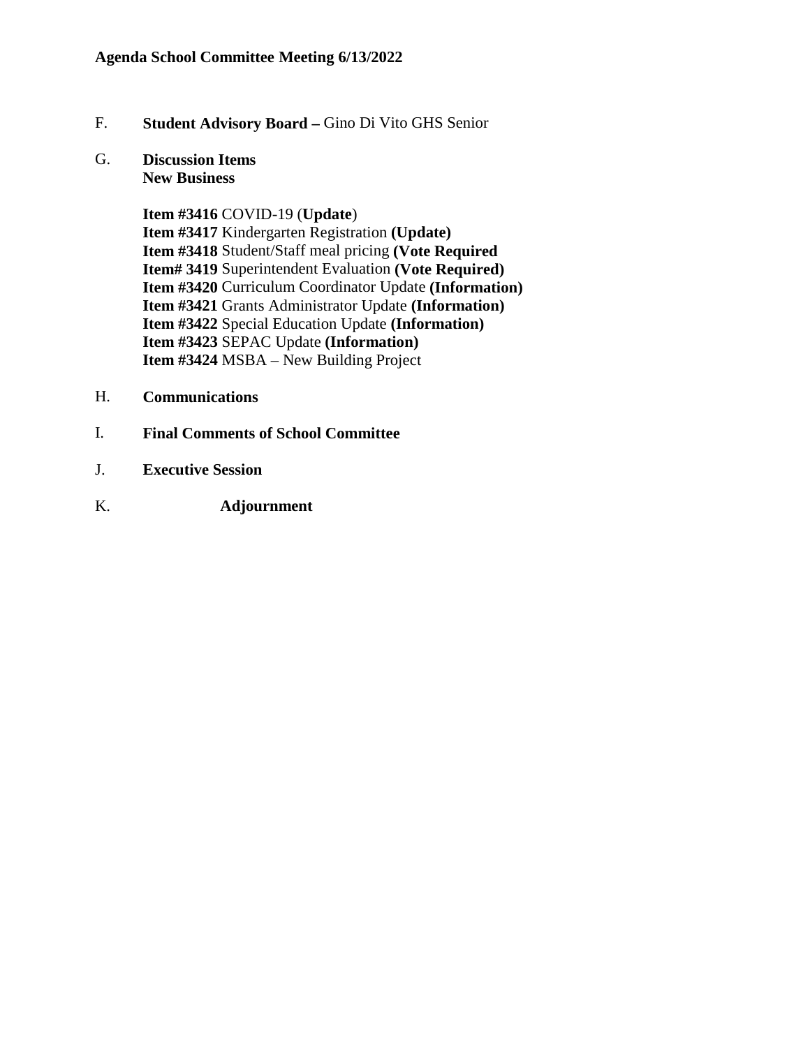**Agenda School Committee Meeting 6/13/2022**

F. **Student Advisory Board –** Gino Di Vito GHS Senior

G. **Discussion Items**
**New Business**

**Item #3416** COVID-19 (**Update**)
**Item #3417** Kindergarten Registration **(Update)**
**Item #3418** Student/Staff meal pricing **(Vote Required**
**Item# 3419** Superintendent Evaluation **(Vote Required)**
**Item #3420** Curriculum Coordinator Update **(Information)**
**Item #3421** Grants Administrator Update **(Information)**
**Item #3422** Special Education Update **(Information)**
**Item #3423** SEPAC Update **(Information)**
**Item #3424** MSBA – New Building Project

H. **Communications**

I. **Final Comments of School Committee**

J. **Executive Session**

K. **Adjournment**